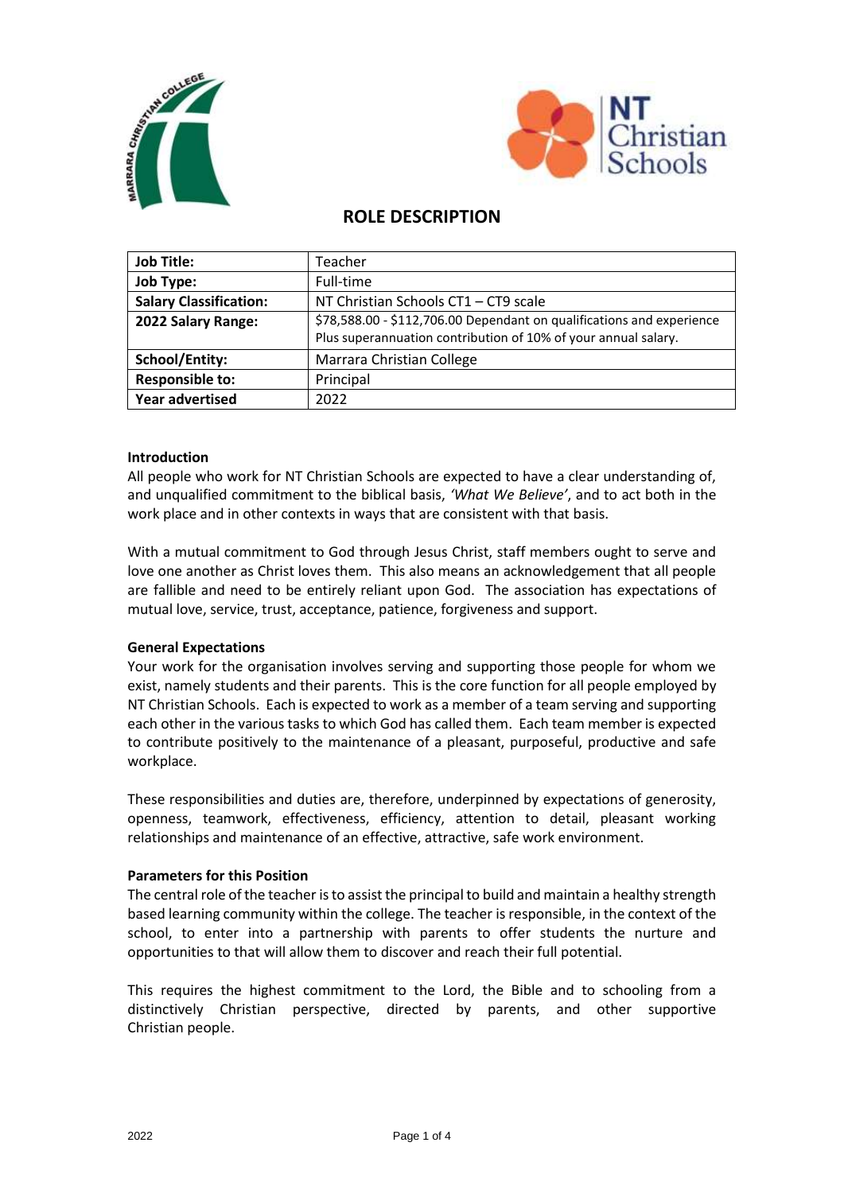# ROLE DESCRIPTION

| Job Title: | Teacher |
|---|---|
| Job Type: | Full-time |
| Salary Classification: | NT Christian Schools CT1 – CT9 scale |
| 2022 Salary Range: | $78,588.00 - $112,706.00 Dependant on qualifications and experience<br>Plus superannuation contribution of 10% of your annual salary. |
| School/Entity: | Marrara Christian College |
| Responsible to: | Principal |
| Year advertised | 2022 |

**Introduction**

All people who work for NT Christian Schools are expected to have a clear understanding of, and unqualified commitment to the biblical basis, *'What We Believe'*, and to act both in the work place and in other contexts in ways that are consistent with that basis.

With a mutual commitment to God through Jesus Christ, staff members ought to serve and love one another as Christ loves them. This also means an acknowledgement that all people are fallible and need to be entirely reliant upon God. The association has expectations of mutual love, service, trust, acceptance, patience, forgiveness and support.

**General Expectations**

Your work for the organisation involves serving and supporting those people for whom we exist, namely students and their parents. This is the core function for all people employed by NT Christian Schools. Each is expected to work as a member of a team serving and supporting each other in the various tasks to which God has called them. Each team member is expected to contribute positively to the maintenance of a pleasant, purposeful, productive and safe workplace.

These responsibilities and duties are, therefore, underpinned by expectations of generosity, openness, teamwork, effectiveness, efficiency, attention to detail, pleasant working relationships and maintenance of an effective, attractive, safe work environment.

**Parameters for this Position**

The central role of the teacher is to assist the principal to build and maintain a healthy strength based learning community within the college. The teacher is responsible, in the context of the school, to enter into a partnership with parents to offer students the nurture and opportunities to that will allow them to discover and reach their full potential.

This requires the highest commitment to the Lord, the Bible and to schooling from a distinctively Christian perspective, directed by parents, and other supportive Christian people.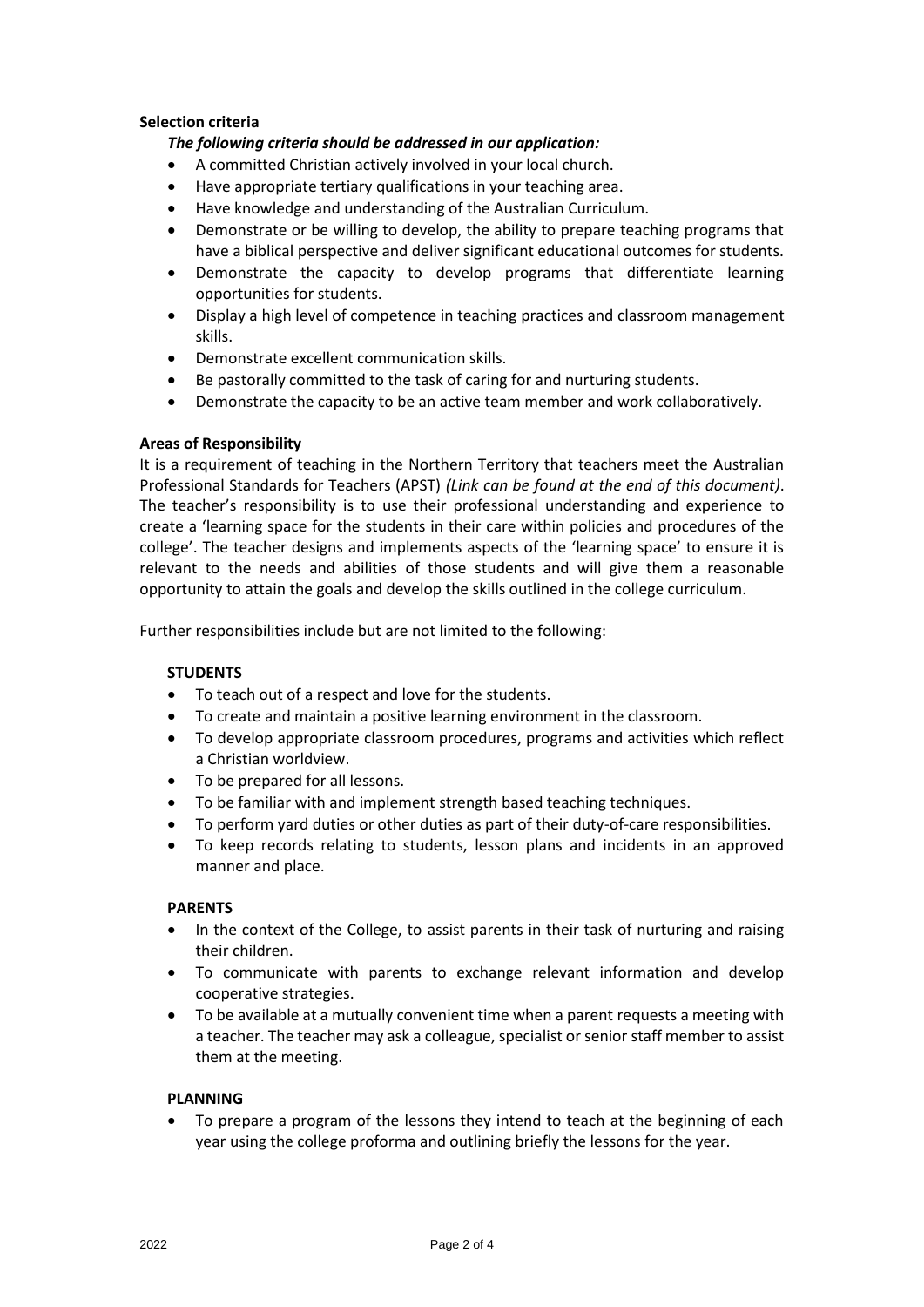**Selection criteria**

***The following criteria should be addressed in our application:***

- A committed Christian actively involved in your local church.
- Have appropriate tertiary qualifications in your teaching area.
- Have knowledge and understanding of the Australian Curriculum.
- Demonstrate or be willing to develop, the ability to prepare teaching programs that have a biblical perspective and deliver significant educational outcomes for students.
- Demonstrate the capacity to develop programs that differentiate learning opportunities for students.
- Display a high level of competence in teaching practices and classroom management skills.
- Demonstrate excellent communication skills.
- Be pastorally committed to the task of caring for and nurturing students.
- Demonstrate the capacity to be an active team member and work collaboratively.

**Areas of Responsibility**

It is a requirement of teaching in the Northern Territory that teachers meet the Australian Professional Standards for Teachers (APST) *(Link can be found at the end of this document)*. The teacher's responsibility is to use their professional understanding and experience to create a 'learning space for the students in their care within policies and procedures of the college'. The teacher designs and implements aspects of the 'learning space' to ensure it is relevant to the needs and abilities of those students and will give them a reasonable opportunity to attain the goals and develop the skills outlined in the college curriculum.

Further responsibilities include but are not limited to the following:

**STUDENTS**

- To teach out of a respect and love for the students.
- To create and maintain a positive learning environment in the classroom.
- To develop appropriate classroom procedures, programs and activities which reflect a Christian worldview.
- To be prepared for all lessons.
- To be familiar with and implement strength based teaching techniques.
- To perform yard duties or other duties as part of their duty-of-care responsibilities.
- To keep records relating to students, lesson plans and incidents in an approved manner and place.

**PARENTS**

- In the context of the College, to assist parents in their task of nurturing and raising their children.
- To communicate with parents to exchange relevant information and develop cooperative strategies.
- To be available at a mutually convenient time when a parent requests a meeting with a teacher. The teacher may ask a colleague, specialist or senior staff member to assist them at the meeting.

**PLANNING**

- To prepare a program of the lessons they intend to teach at the beginning of each year using the college proforma and outlining briefly the lessons for the year.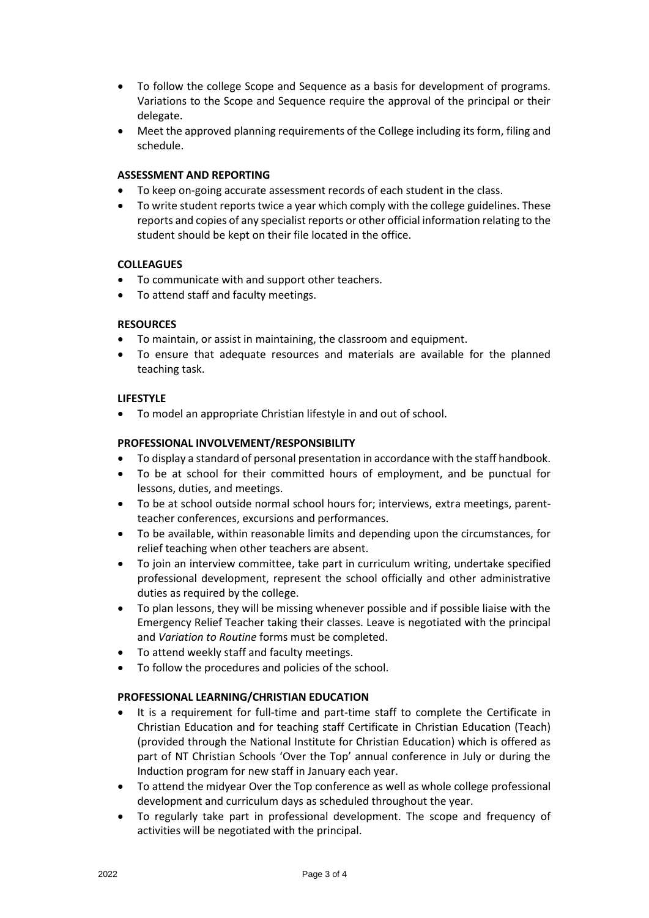- To follow the college Scope and Sequence as a basis for development of programs. Variations to the Scope and Sequence require the approval of the principal or their delegate.
- Meet the approved planning requirements of the College including its form, filing and schedule.

**ASSESSMENT AND REPORTING**

- To keep on-going accurate assessment records of each student in the class.
- To write student reports twice a year which comply with the college guidelines. These reports and copies of any specialist reports or other official information relating to the student should be kept on their file located in the office.

**COLLEAGUES**

- To communicate with and support other teachers.
- To attend staff and faculty meetings.

**RESOURCES**

- To maintain, or assist in maintaining, the classroom and equipment.
- To ensure that adequate resources and materials are available for the planned teaching task.

**LIFESTYLE**

- To model an appropriate Christian lifestyle in and out of school.

**PROFESSIONAL INVOLVEMENT/RESPONSIBILITY**

- To display a standard of personal presentation in accordance with the staff handbook.
- To be at school for their committed hours of employment, and be punctual for lessons, duties, and meetings.
- To be at school outside normal school hours for; interviews, extra meetings, parent-teacher conferences, excursions and performances.
- To be available, within reasonable limits and depending upon the circumstances, for relief teaching when other teachers are absent.
- To join an interview committee, take part in curriculum writing, undertake specified professional development, represent the school officially and other administrative duties as required by the college.
- To plan lessons, they will be missing whenever possible and if possible liaise with the Emergency Relief Teacher taking their classes. Leave is negotiated with the principal and *Variation to Routine* forms must be completed.
- To attend weekly staff and faculty meetings.
- To follow the procedures and policies of the school.

**PROFESSIONAL LEARNING/CHRISTIAN EDUCATION**

- It is a requirement for full-time and part-time staff to complete the Certificate in Christian Education and for teaching staff Certificate in Christian Education (Teach) (provided through the National Institute for Christian Education) which is offered as part of NT Christian Schools 'Over the Top' annual conference in July or during the Induction program for new staff in January each year.
- To attend the midyear Over the Top conference as well as whole college professional development and curriculum days as scheduled throughout the year.
- To regularly take part in professional development. The scope and frequency of activities will be negotiated with the principal.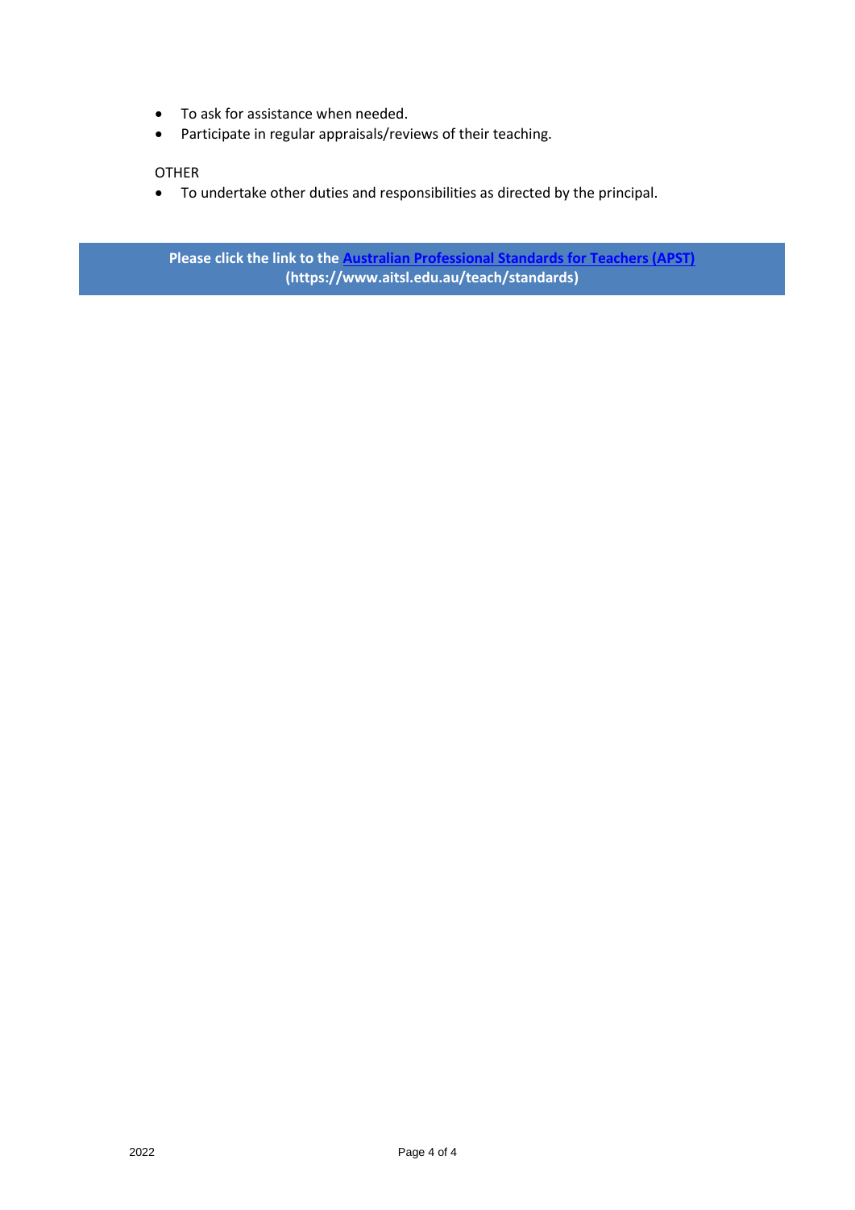- To ask for assistance when needed.
- Participate in regular appraisals/reviews of their teaching.

OTHER

- To undertake other duties and responsibilities as directed by the principal.

**Please click the link to the [Australian Professional Standards for Teachers (APST)](https://www.aitsl.edu.au/teach/standards) (https://www.aitsl.edu.au/teach/standards)**